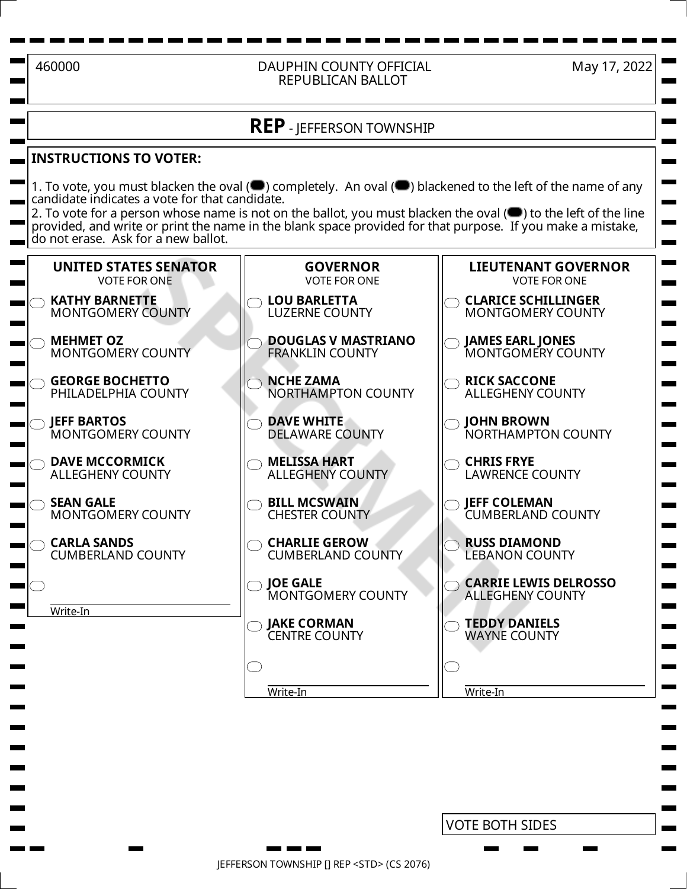460000

DAUPHIN COUNTY OFFICIAL
REPUBLICAN BALLOT

May 17, 2022

# REP - JEFFERSON TOWNSHIP

**INSTRUCTIONS TO VOTER:**

1. To vote, you must blacken the oval (⬬) completely. An oval (⬬) blackened to the left of the name of any candidate indicates a vote for that candidate.
2. To vote for a person whose name is not on the ballot, you must blacken the oval (⬬) to the left of the line provided, and write or print the name in the blank space provided for that purpose. If you make a mistake, do not erase. Ask for a new ballot.

## UNITED STATES SENATOR
VOTE FOR ONE

- ⬭ **KATHY BARNETTE** MONTGOMERY COUNTY
- ⬭ **MEHMET OZ** MONTGOMERY COUNTY
- ⬭ **GEORGE BOCHETTO** PHILADELPHIA COUNTY
- ⬭ **JEFF BARTOS** MONTGOMERY COUNTY
- ⬭ **DAVE MCCORMICK** ALLEGHENY COUNTY
- ⬭ **SEAN GALE** MONTGOMERY COUNTY
- ⬭ **CARLA SANDS** CUMBERLAND COUNTY
- ⬭ ________ Write-In

## GOVERNOR
VOTE FOR ONE

- ⬭ **LOU BARLETTA** LUZERNE COUNTY
- ⬭ **DOUGLAS V MASTRIANO** FRANKLIN COUNTY
- ⬭ **NCHE ZAMA** NORTHAMPTON COUNTY
- ⬭ **DAVE WHITE** DELAWARE COUNTY
- ⬭ **MELISSA HART** ALLEGHENY COUNTY
- ⬭ **BILL MCSWAIN** CHESTER COUNTY
- ⬭ **CHARLIE GEROW** CUMBERLAND COUNTY
- ⬭ **JOE GALE** MONTGOMERY COUNTY
- ⬭ **JAKE CORMAN** CENTRE COUNTY
- ⬭ ________ Write-In

## LIEUTENANT GOVERNOR
VOTE FOR ONE

- ⬭ **CLARICE SCHILLINGER** MONTGOMERY COUNTY
- ⬭ **JAMES EARL JONES** MONTGOMERY COUNTY
- ⬭ **RICK SACCONE** ALLEGHENY COUNTY
- ⬭ **JOHN BROWN** NORTHAMPTON COUNTY
- ⬭ **CHRIS FRYE** LAWRENCE COUNTY
- ⬭ **JEFF COLEMAN** CUMBERLAND COUNTY
- ⬭ **RUSS DIAMOND** LEBANON COUNTY
- ⬭ **CARRIE LEWIS DELROSSO** ALLEGHENY COUNTY
- ⬭ **TEDDY DANIELS** WAYNE COUNTY
- ⬭ ________ Write-In

VOTE BOTH SIDES

JEFFERSON TOWNSHIP [] REP <STD> (CS 2076)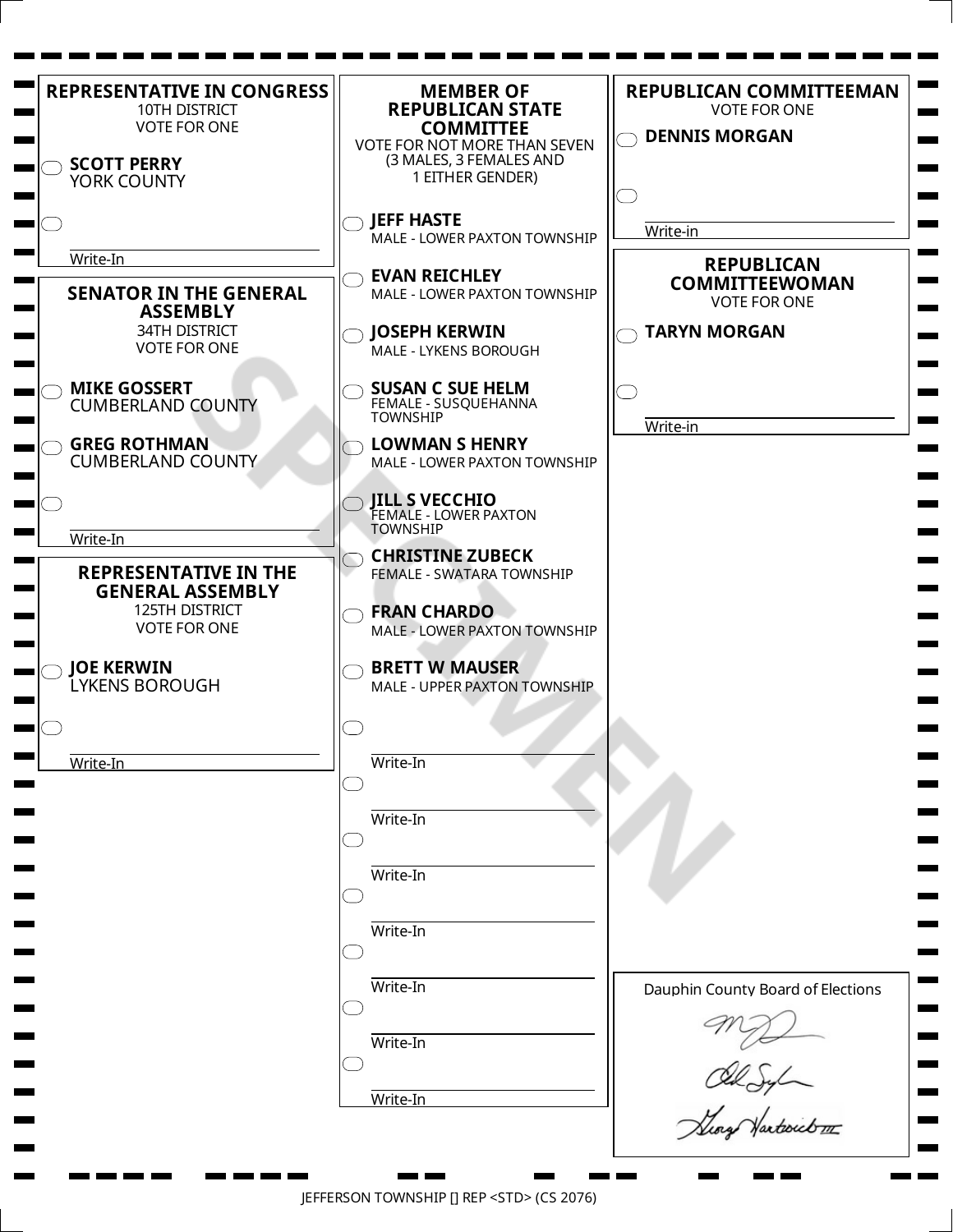## REPRESENTATIVE IN CONGRESS

10TH DISTRICT
VOTE FOR ONE

- **SCOTT PERRY**
  YORK COUNTY
- Write-In

## SENATOR IN THE GENERAL ASSEMBLY

34TH DISTRICT
VOTE FOR ONE

- **MIKE GOSSERT**
  CUMBERLAND COUNTY
- **GREG ROTHMAN**
  CUMBERLAND COUNTY
- Write-In

## REPRESENTATIVE IN THE GENERAL ASSEMBLY

125TH DISTRICT
VOTE FOR ONE

- **JOE KERWIN**
  LYKENS BOROUGH
- Write-In

## MEMBER OF REPUBLICAN STATE COMMITTEE

VOTE FOR NOT MORE THAN SEVEN
(3 MALES, 3 FEMALES AND
1 EITHER GENDER)

- **JEFF HASTE**
  MALE - LOWER PAXTON TOWNSHIP
- **EVAN REICHLEY**
  MALE - LOWER PAXTON TOWNSHIP
- **JOSEPH KERWIN**
  MALE - LYKENS BOROUGH
- **SUSAN C SUE HELM**
  FEMALE - SUSQUEHANNA TOWNSHIP
- **LOWMAN S HENRY**
  MALE - LOWER PAXTON TOWNSHIP
- **JILL S VECCHIO**
  FEMALE - LOWER PAXTON TOWNSHIP
- **CHRISTINE ZUBECK**
  FEMALE - SWATARA TOWNSHIP
- **FRAN CHARDO**
  MALE - LOWER PAXTON TOWNSHIP
- **BRETT W MAUSER**
  MALE - UPPER PAXTON TOWNSHIP
- Write-In
- Write-In
- Write-In
- Write-In
- Write-In
- Write-In
- Write-In

## REPUBLICAN COMMITTEEMAN

VOTE FOR ONE

- **DENNIS MORGAN**
- Write-in

## REPUBLICAN COMMITTEEWOMAN

VOTE FOR ONE

- **TARYN MORGAN**
- Write-in

Dauphin County Board of Elections

SPECIMEN

JEFFERSON TOWNSHIP [] REP <STD> (CS 2076)